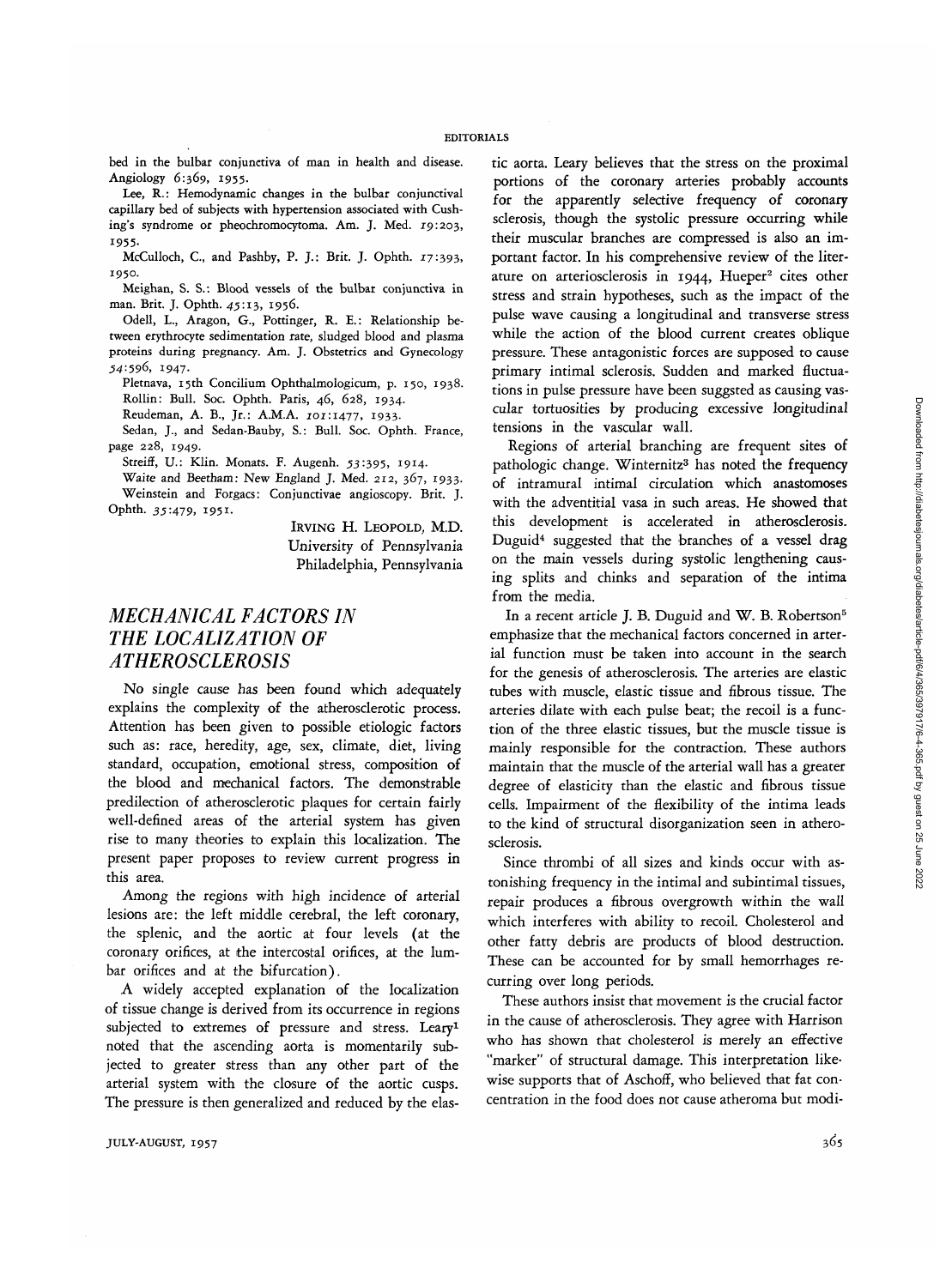bed in the bulbar conjunctiva of man in health and disease. Angiology 6:369, 1955.

Lee, R.: Hemodynamic changes in the bulbar conjunctival capillary bed of subjects with hypertension associated with Cushing's syndrome or pheochromocytoma. Am. J. Med. 19:203, 1955.

McCulloch, C., and Pashby, P. J.: Brit. J. Ophth. 17:393, 1950.

Meighan, S. S.: Blood vessels of the bulbar conjunctiva in man. Brit. J. Ophth. 45:13, 1956.

Odell, L., Aragon, G., Pottinger, R. E.: Relationship between erythrocyte sedimentation rate, sludged blood and plasma proteins during pregnancy. Am. J. Obstetrics and Gynecology 54:596, 1947.

Pletnava, 15th Concilium Ophthalmologicum, p. 150, 1938.

Rollin: Bull. Soc. Ophth. Paris, 46, 628, 1934.

Reudeman, A. B., Jr.: A.M.A. 101:1477, 1933.

Sedan, J., and Sedan-Bauby, S.: Bull. Soc. Ophth. France, page 228, 1949.

Streiff, U.: Klin. Monats. F. Augenh. 53:395, 1914.

Waite and Beetham: New England J. Med. 212, 367, 1933.

Weinstein and Forgacs: Conjunctivae angioscopy. Brit. J. Ophth. 35:479, 1951.

IRVING H. LEOPOLD, M.D.
University of Pennsylvania
Philadelphia, Pennsylvania

## MECHANICAL FACTORS IN THE LOCALIZATION OF ATHEROSCLEROSIS

No single cause has been found which adequately explains the complexity of the atherosclerotic process. Attention has been given to possible etiologic factors such as: race, heredity, age, sex, climate, diet, living standard, occupation, emotional stress, composition of the blood and mechanical factors. The demonstrable predilection of atherosclerotic plaques for certain fairly well-defined areas of the arterial system has given rise to many theories to explain this localization. The present paper proposes to review current progress in this area.

Among the regions with high incidence of arterial lesions are: the left middle cerebral, the left coronary, the splenic, and the aortic at four levels (at the coronary orifices, at the intercostal orifices, at the lumbar orifices and at the bifurcation).

A widely accepted explanation of the localization of tissue change is derived from its occurrence in regions subjected to extremes of pressure and stress. Leary[1] noted that the ascending aorta is momentarily subjected to greater stress than any other part of the arterial system with the closure of the aortic cusps. The pressure is then generalized and reduced by the elastic aorta. Leary believes that the stress on the proximal portions of the coronary arteries probably accounts for the apparently selective frequency of coronary sclerosis, though the systolic pressure occurring while their muscular branches are compressed is also an important factor. In his comprehensive review of the literature on arteriosclerosis in 1944, Hueper[2] cites other stress and strain hypotheses, such as the impact of the pulse wave causing a longitudinal and transverse stress while the action of the blood current creates oblique pressure. These antagonistic forces are supposed to cause primary intimal sclerosis. Sudden and marked fluctuations in pulse pressure have been suggsted as causing vascular tortuosities by producing excessive longitudinal tensions in the vascular wall.

Regions of arterial branching are frequent sites of pathologic change. Winternitz[3] has noted the frequency of intramural intimal circulation which anastomoses with the adventitial vasa in such areas. He showed that this development is accelerated in atherosclerosis. Duguid[4] suggested that the branches of a vessel drag on the main vessels during systolic lengthening causing splits and chinks and separation of the intima from the media.

In a recent article J. B. Duguid and W. B. Robertson[5] emphasize that the mechanical factors concerned in arterial function must be taken into account in the search for the genesis of atherosclerosis. The arteries are elastic tubes with muscle, elastic tissue and fibrous tissue. The arteries dilate with each pulse beat; the recoil is a function of the three elastic tissues, but the muscle tissue is mainly responsible for the contraction. These authors maintain that the muscle of the arterial wall has a greater degree of elasticity than the elastic and fibrous tissue cells. Impairment of the flexibility of the intima leads to the kind of structural disorganization seen in atherosclerosis.

Since thrombi of all sizes and kinds occur with astonishing frequency in the intimal and subintimal tissues, repair produces a fibrous overgrowth within the wall which interferes with ability to recoil. Cholesterol and other fatty debris are products of blood destruction. These can be accounted for by small hemorrhages recurring over long periods.

These authors insist that movement is the crucial factor in the cause of atherosclerosis. They agree with Harrison who has shown that cholesterol is merely an effective "marker" of structural damage. This interpretation likewise supports that of Aschoff, who believed that fat concentration in the food does not cause atheroma but modi-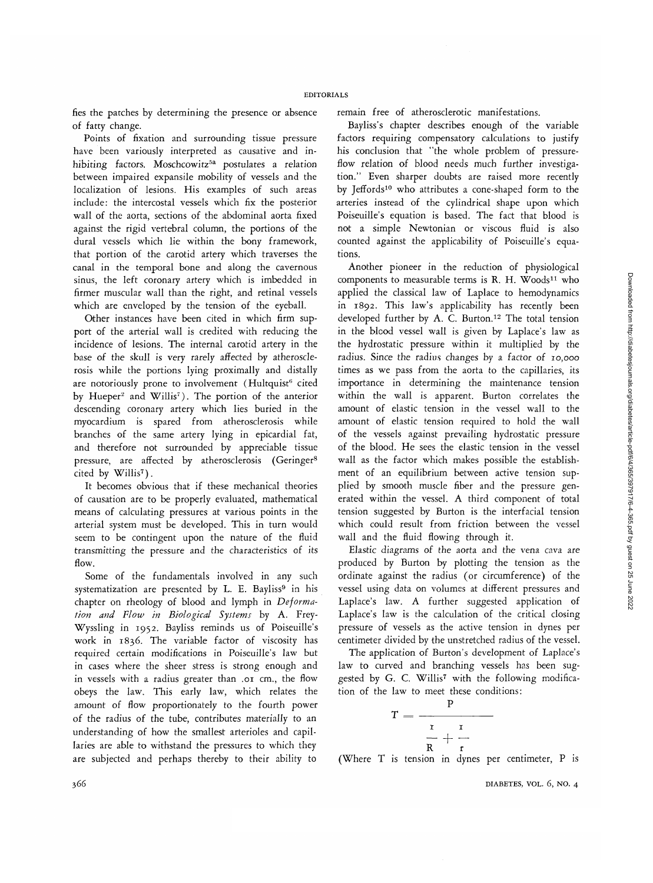fies the patches by determining the presence or absence of fatty change.

Points of fixation and surrounding tissue pressure have been variously interpreted as causative and inhibiting factors. Moschcowitz[5a] postulates a relation between impaired expansile mobility of vessels and the localization of lesions. His examples of such areas include: the intercostal vessels which fix the posterior wall of the aorta, sections of the abdominal aorta fixed against the rigid vertebral column, the portions of the dural vessels which lie within the bony framework, that portion of the carotid artery which traverses the canal in the temporal bone and along the cavernous sinus, the left coronary artery which is imbedded in firmer muscular wall than the right, and retinal vessels which are enveloped by the tension of the eyeball.

Other instances have been cited in which firm support of the arterial wall is credited with reducing the incidence of lesions. The internal carotid artery in the base of the skull is very rarely affected by atherosclerosis while the portions lying proximally and distally are notoriously prone to involvement (Hultquist[6] cited by Hueper[2] and Willis[7]). The portion of the anterior descending coronary artery which lies buried in the myocardium is spared from atherosclerosis while branches of the same artery lying in epicardial fat, and therefore not surrounded by appreciable tissue pressure, are affected by atherosclerosis (Geringer[8] cited by Willis[7]).

It becomes obvious that if these mechanical theories of causation are to be properly evaluated, mathematical means of calculating pressures at various points in the arterial system must be developed. This in turn would seem to be contingent upon the nature of the fluid transmitting the pressure and the characteristics of its flow.

Some of the fundamentals involved in any such systematization are presented by L. E. Bayliss[9] in his chapter on rheology of blood and lymph in *Deformation and Flow in Biological Systems* by A. Frey-Wyssling in 1952. Bayliss reminds us of Poiseuille's work in 1836. The variable factor of viscosity has required certain modifications in Poiseuille's law but in cases where the sheer stress is strong enough and in vessels with a radius greater than .01 cm., the flow obeys the law. This early law, which relates the amount of flow proportionately to the fourth power of the radius of the tube, contributes materially to an understanding of how the smallest arterioles and capillaries are able to withstand the pressures to which they are subjected and perhaps thereby to their ability to remain free of atherosclerotic manifestations.

Bayliss's chapter describes enough of the variable factors requiring compensatory calculations to justify his conclusion that "the whole problem of pressure-flow relation of blood needs much further investigation." Even sharper doubts are raised more recently by Jeffords[10] who attributes a cone-shaped form to the arteries instead of the cylindrical shape upon which Poiseuille's equation is based. The fact that blood is not a simple Newtonian or viscous fluid is also counted against the applicability of Poiseuille's equations.

Another pioneer in the reduction of physiological components to measurable terms is R. H. Woods[11] who applied the classical law of Laplace to hemodynamics in 1892. This law's applicability has recently been developed further by A. C. Burton.[12] The total tension in the blood vessel wall is given by Laplace's law as the hydrostatic pressure within it multiplied by the radius. Since the radius changes by a factor of 10,000 times as we pass from the aorta to the capillaries, its importance in determining the maintenance tension within the wall is apparent. Burton correlates the amount of elastic tension in the vessel wall to the amount of elastic tension required to hold the wall of the vessels against prevailing hydrostatic pressure of the blood. He sees the elastic tension in the vessel wall as the factor which makes possible the establishment of an equilibrium between active tension supplied by smooth muscle fiber and the pressure generated within the vessel. A third component of total tension suggested by Burton is the interfacial tension which could result from friction between the vessel wall and the fluid flowing through it.

Elastic diagrams of the aorta and the vena cava are produced by Burton by plotting the tension as the ordinate against the radius (or circumference) of the vessel using data on volumes at different pressures and Laplace's law. A further suggested application of Laplace's law is the calculation of the critical closing pressure of vessels as the active tension in dynes per centimeter divided by the unstretched radius of the vessel.

The application of Burton's development of Laplace's law to curved and branching vessels has been suggested by G. C. Willis[7] with the following modification of the law to meet these conditions:

$$T = \frac{P}{\frac{1}{R} + \frac{1}{r}}$$

(Where T is tension in dynes per centimeter, P is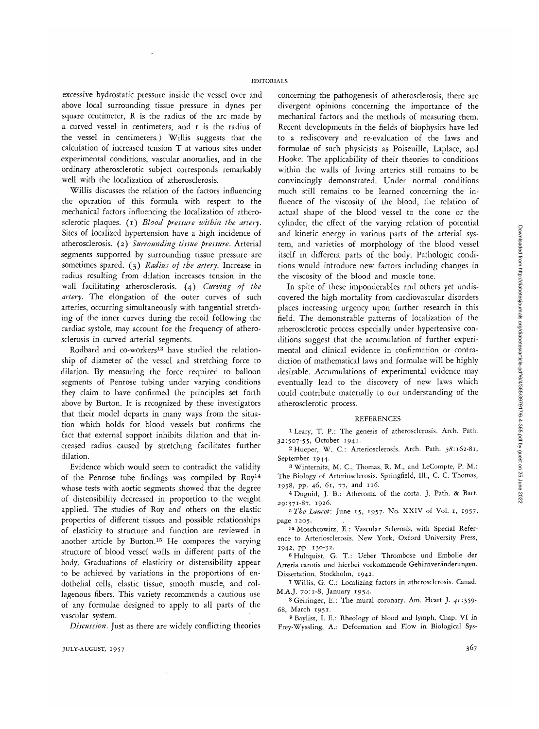excessive hydrostatic pressure inside the vessel over and above local surrounding tissue pressure in dynes per square centimeter, R is the radius of the arc made by a curved vessel in centimeters, and r is the radius of the vessel in centimeters.) Willis suggests that the calculation of increased tension T at various sites under experimental conditions, vascular anomalies, and in the ordinary atherosclerotic subject corresponds remarkably well with the localization of atherosclerosis.

Willis discusses the relation of the factors influencing the operation of this formula with respect to the mechanical factors influencing the localization of atherosclerotic plaques. (1) *Blood pressure within the artery*. Sites of localized hypertension have a high incidence of atherosclerosis. (2) *Surrounding tissue pressure*. Arterial segments supported by surrounding tissue pressure are sometimes spared. (3) *Radius of the artery*. Increase in radius resulting from dilation increases tension in the wall facilitating atherosclerosis. (4) *Curving of the artery*. The elongation of the outer curves of such arteries, occurring simultaneously with tangential stretching of the inner curves during the recoil following the cardiac systole, may account for the frequency of atherosclerosis in curved arterial segments.

Rodbard and co-workers[13] have studied the relationship of diameter of the vessel and stretching force to dilation. By measuring the force required to balloon segments of Penrose tubing under varying conditions they claim to have confirmed the principles set forth above by Burton. It is recognized by these investigators that their model departs in many ways from the situation which holds for blood vessels but confirms the fact that external support inhibits dilation and that increased radius caused by stretching facilitates further dilation.

Evidence which would seem to contradict the validity of the Penrose tube findings was compiled by Roy[14] whose tests with aortic segments showed that the degree of distensibility decreased in proportion to the weight applied. The studies of Roy and others on the elastic properties of different tissues and possible relationships of elasticity to structure and function are reviewed in another article by Burton.[15] He compares the varying structure of blood vessel walls in different parts of the body. Graduations of elasticity or distensibility appear to be achieved by variations in the proportions of endothelial cells, elastic tissue, smooth muscle, and collagenous fibers. This variety recommends a cautious use of any formulae designed to apply to all parts of the vascular system.

*Discussion*. Just as there are widely conflicting theories concerning the pathogenesis of atherosclerosis, there are divergent opinions concerning the importance of the mechanical factors and the methods of measuring them. Recent developments in the fields of biophysics have led to a rediscovery and re-evaluation of the laws and formulae of such physicists as Poiseuille, Laplace, and Hooke. The applicability of their theories to conditions within the walls of living arteries still remains to be convincingly demonstrated. Under normal conditions much still remains to be learned concerning the influence of the viscosity of the blood, the relation of actual shape of the blood vessel to the cone or the cylinder, the effect of the varying relation of potential and kinetic energy in various parts of the arterial system, and varieties of morphology of the blood vessel itself in different parts of the body. Pathologic conditions would introduce new factors including changes in the viscosity of the blood and muscle tone.

In spite of these imponderables and others yet undiscovered the high mortality from cardiovascular disorders places increasing urgency upon further research in this field. The demonstrable patterns of localization of the atherosclerotic process especially under hypertensive conditions suggest that the accumulation of further experimental and clinical evidence in confirmation or contradiction of mathematical laws and formulae will be highly desirable. Accumulations of experimental evidence may eventually lead to the discovery of new laws which could contribute materially to our understanding of the atherosclerotic process.

## REFERENCES

1 Leary, T. P.: The genesis of atherosclerosis. Arch. Path. 32:507-55, October 1941.

2 Hueper, W. C.: Arteriosclerosis. Arch. Path. 38:162-81, September 1944.

3 Winternitz, M. C., Thomas, R. M., and LeCompte, P. M.: The Biology of Arteriosclerosis. Springfield, Ill., C. C. Thomas, 1938, pp. 46, 61, 77, and 116.

4 Duguid, J. B.: Atheroma of the aorta. J. Path. & Bact. 29:371-87, 1926.

5 *The Lancet*: June 15, 1957. No. XXIV of Vol. 1, 1957, page 1205.

5a Moschcowitz, E.: Vascular Sclerosis, with Special Reference to Arteriosclerosis. New York, Oxford University Press, 1942, pp. 130-32.

6 Hultquist, G. T.: Ueber Thrombose und Embolie der Arteria carotis und hierbei vorkommende Gehirnveränderungen. Dissertation, Stockholm, 1942.

7 Willis, G. C.: Localizing factors in atherosclerosis. Canad. M.A.J. 70:1-8, January 1954.

8 Geiringer, E.: The mural coronary. Am. Heart J. 41:359-68, March 1951.

9 Bayliss, I. E.: Rheology of blood and lymph. Chap. VI in Frey-Wyssling, A.: Deformation and Flow in Biological Sys-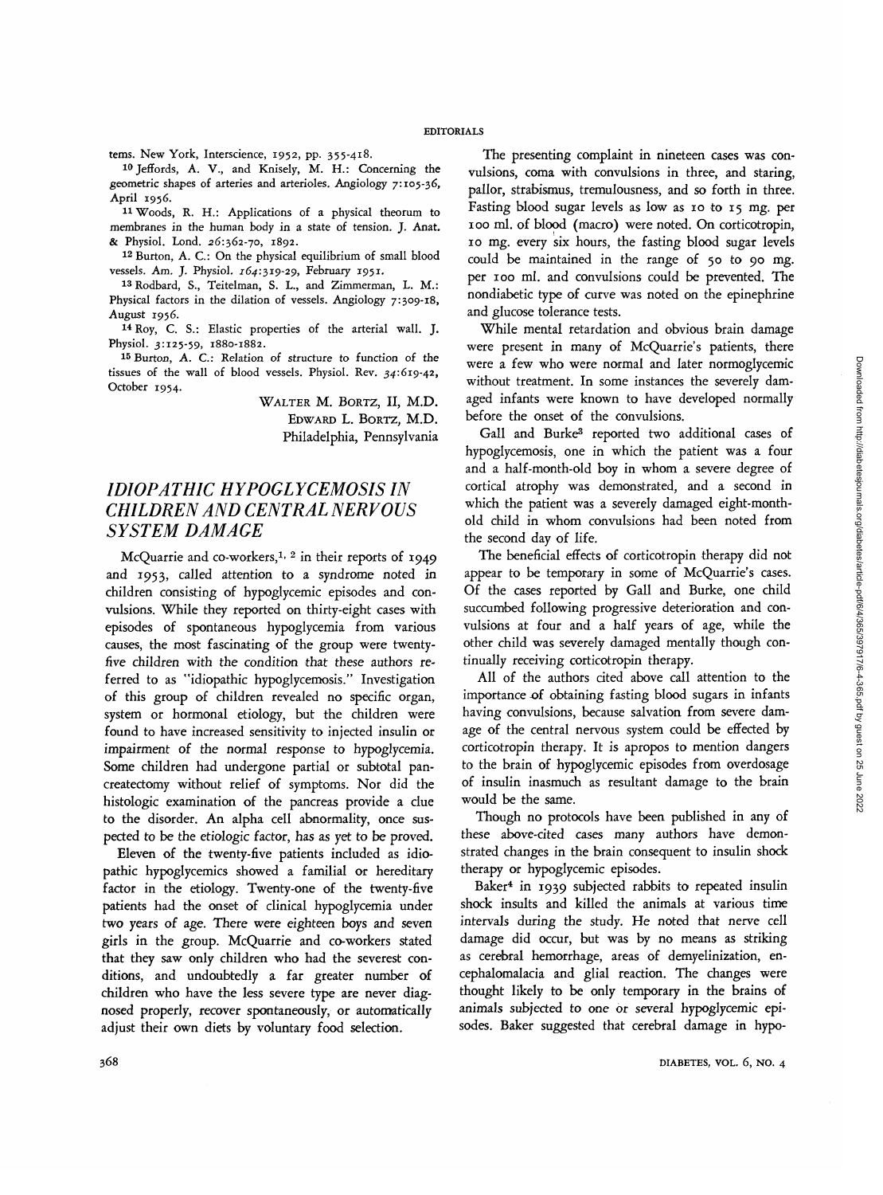tems. New York, Interscience, 1952, pp. 355-418.

[10] Jeffords, A. V., and Knisely, M. H.: Concerning the geometric shapes of arteries and arterioles. Angiology 7:105-36, April 1956.

[11] Woods, R. H.: Applications of a physical theorum to membranes in the human body in a state of tension. J. Anat. & Physiol. Lond. 26:362-70, 1892.

[12] Burton, A. C.: On the physical equilibrium of small blood vessels. Am. J. Physiol. 164:319-29, February 1951.

[13] Rodbard, S., Teitelman, S. L., and Zimmerman, L. M.: Physical factors in the dilation of vessels. Angiology 7:309-18, August 1956.

[14] Roy, C. S.: Elastic properties of the arterial wall. J. Physiol. 3:125-59, 1880-1882.

[15] Burton, A. C.: Relation of structure to function of the tissues of the wall of blood vessels. Physiol. Rev. 34:619-42, October 1954.

WALTER M. BORTZ, II, M.D.
EDWARD L. BORTZ, M.D.
Philadelphia, Pennsylvania

## *IDIOPATHIC HYPOGLYCEMOSIS IN CHILDREN AND CENTRAL NERVOUS SYSTEM DAMAGE*

McQuarrie and co-workers,[1, 2] in their reports of 1949 and 1953, called attention to a syndrome noted in children consisting of hypoglycemic episodes and convulsions. While they reported on thirty-eight cases with episodes of spontaneous hypoglycemia from various causes, the most fascinating of the group were twenty-five children with the condition that these authors referred to as "idiopathic hypoglycemosis." Investigation of this group of children revealed no specific organ, system or hormonal etiology, but the children were found to have increased sensitivity to injected insulin or impairment of the normal response to hypoglycemia. Some children had undergone partial or subtotal pancreatectomy without relief of symptoms. Nor did the histologic examination of the pancreas provide a clue to the disorder. An alpha cell abnormality, once suspected to be the etiologic factor, has as yet to be proved.

Eleven of the twenty-five patients included as idiopathic hypoglycemics showed a familial or hereditary factor in the etiology. Twenty-one of the twenty-five patients had the onset of clinical hypoglycemia under two years of age. There were eighteen boys and seven girls in the group. McQuarrie and co-workers stated that they saw only children who had the severest conditions, and undoubtedly a far greater number of children who have the less severe type are never diagnosed properly, recover spontaneously, or automatically adjust their own diets by voluntary food selection.

The presenting complaint in nineteen cases was convulsions, coma with convulsions in three, and staring, pallor, strabismus, tremulousness, and so forth in three. Fasting blood sugar levels as low as 10 to 15 mg. per 100 ml. of blood (macro) were noted. On corticotropin, 10 mg. every six hours, the fasting blood sugar levels could be maintained in the range of 50 to 90 mg. per 100 ml. and convulsions could be prevented. The nondiabetic type of curve was noted on the epinephrine and glucose tolerance tests.

While mental retardation and obvious brain damage were present in many of McQuarrie's patients, there were a few who were normal and later normoglycemic without treatment. In some instances the severely damaged infants were known to have developed normally before the onset of the convulsions.

Gall and Burke[3] reported two additional cases of hypoglycemosis, one in which the patient was a four and a half-month-old boy in whom a severe degree of cortical atrophy was demonstrated, and a second in which the patient was a severely damaged eight-month-old child in whom convulsions had been noted from the second day of life.

The beneficial effects of corticotropin therapy did not appear to be temporary in some of McQuarrie's cases. Of the cases reported by Gall and Burke, one child succumbed following progressive deterioration and convulsions at four and a half years of age, while the other child was severely damaged mentally though continually receiving corticotropin therapy.

All of the authors cited above call attention to the importance of obtaining fasting blood sugars in infants having convulsions, because salvation from severe damage of the central nervous system could be effected by corticotropin therapy. It is apropos to mention dangers to the brain of hypoglycemic episodes from overdosage of insulin inasmuch as resultant damage to the brain would be the same.

Though no protocols have been published in any of these above-cited cases many authors have demonstrated changes in the brain consequent to insulin shock therapy or hypoglycemic episodes.

Baker[4] in 1939 subjected rabbits to repeated insulin shock insults and killed the animals at various time intervals during the study. He noted that nerve cell damage did occur, but was by no means as striking as cerebral hemorrhage, areas of demyelinization, encephalomalacia and glial reaction. The changes were thought likely to be only temporary in the brains of animals subjected to one or several hypoglycemic episodes. Baker suggested that cerebral damage in hypo-